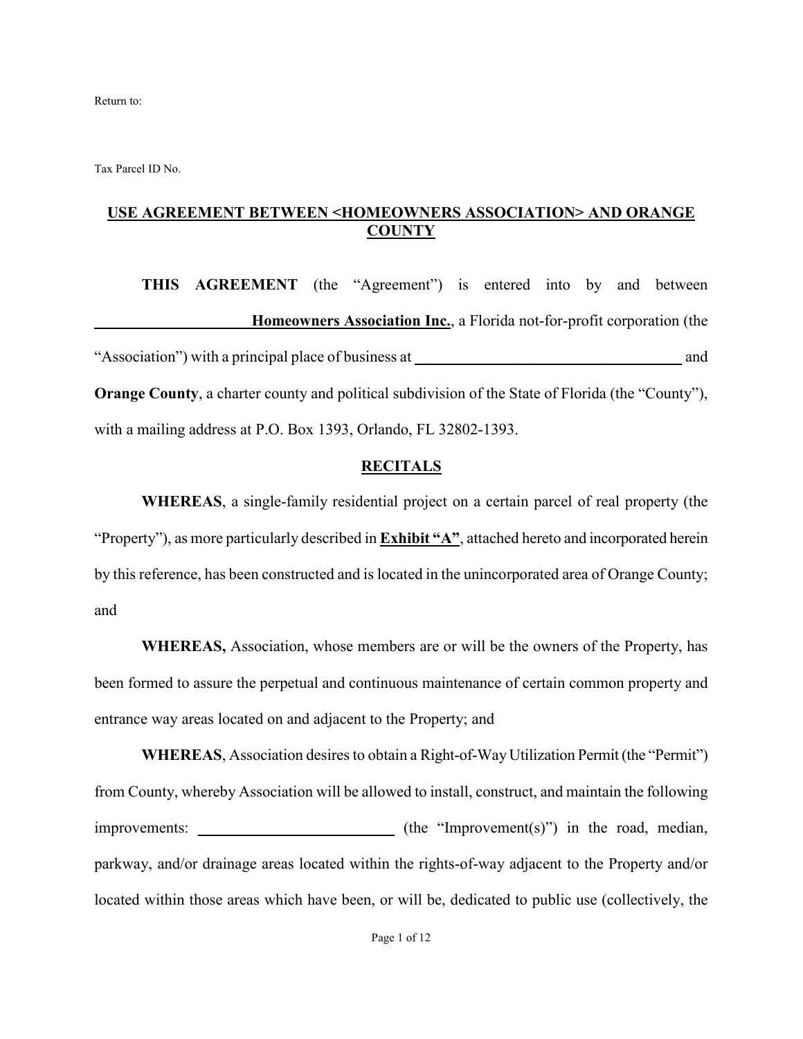Return to:

Tax Parcel ID No.

# USE AGREEMENT BETWEEN <HOMEOWNERS ASSOCIATION> AND ORANGE COUNTY

**THIS AGREEMENT** (the "Agreement") is entered into by and between ____________________ **Homeowners Association Inc.**, a Florida not-for-profit corporation (the "Association") with a principal place of business at ____________________________________ and **Orange County**, a charter county and political subdivision of the State of Florida (the "County"), with a mailing address at P.O. Box 1393, Orlando, FL 32802-1393.

## RECITALS

**WHEREAS**, a single-family residential project on a certain parcel of real property (the "Property"), as more particularly described in **Exhibit "A"**, attached hereto and incorporated herein by this reference, has been constructed and is located in the unincorporated area of Orange County; and

**WHEREAS,** Association, whose members are or will be the owners of the Property, has been formed to assure the perpetual and continuous maintenance of certain common property and entrance way areas located on and adjacent to the Property; and

**WHEREAS**, Association desires to obtain a Right-of-Way Utilization Permit (the "Permit") from County, whereby Association will be allowed to install, construct, and maintain the following improvements: ___________________________ (the "Improvement(s)") in the road, median, parkway, and/or drainage areas located within the rights-of-way adjacent to the Property and/or located within those areas which have been, or will be, dedicated to public use (collectively, the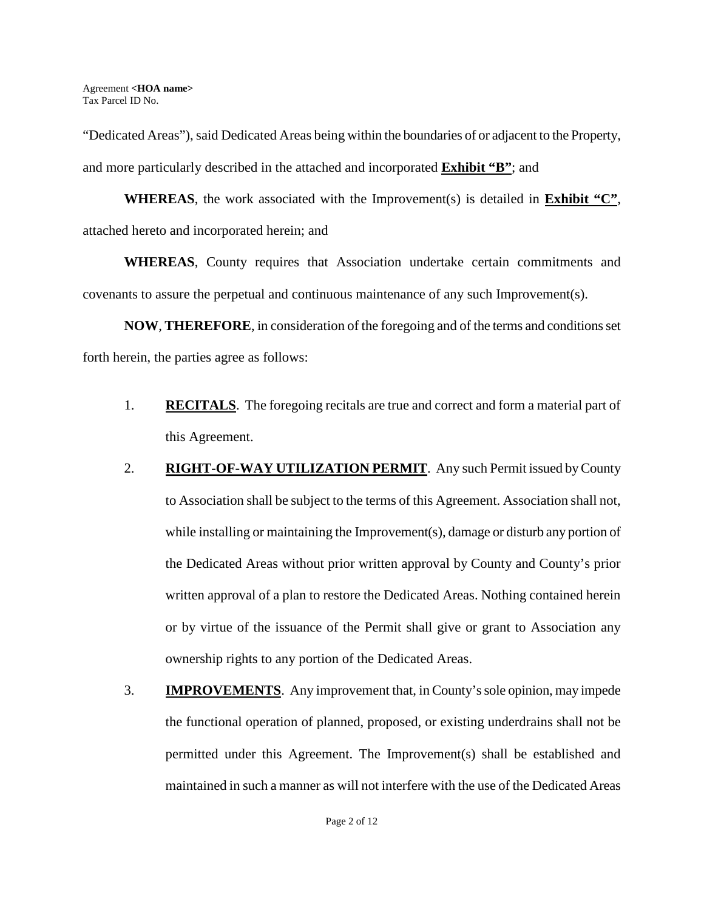"Dedicated Areas"), said Dedicated Areas being within the boundaries of or adjacent to the Property, and more particularly described in the attached and incorporated **Exhibit "B"**; and

**WHEREAS**, the work associated with the Improvement(s) is detailed in **Exhibit "C"**, attached hereto and incorporated herein; and

**WHEREAS**, County requires that Association undertake certain commitments and covenants to assure the perpetual and continuous maintenance of any such Improvement(s).

**NOW**, **THEREFORE**, in consideration of the foregoing and of the terms and conditions set forth herein, the parties agree as follows:

1. **RECITALS**. The foregoing recitals are true and correct and form a material part of this Agreement.

2. **RIGHT-OF-WAY UTILIZATION PERMIT**. Any such Permit issued by County to Association shall be subject to the terms of this Agreement. Association shall not, while installing or maintaining the Improvement(s), damage or disturb any portion of the Dedicated Areas without prior written approval by County and County's prior written approval of a plan to restore the Dedicated Areas. Nothing contained herein or by virtue of the issuance of the Permit shall give or grant to Association any ownership rights to any portion of the Dedicated Areas.

3. **IMPROVEMENTS**. Any improvement that, in County's sole opinion, may impede the functional operation of planned, proposed, or existing underdrains shall not be permitted under this Agreement. The Improvement(s) shall be established and maintained in such a manner as will not interfere with the use of the Dedicated Areas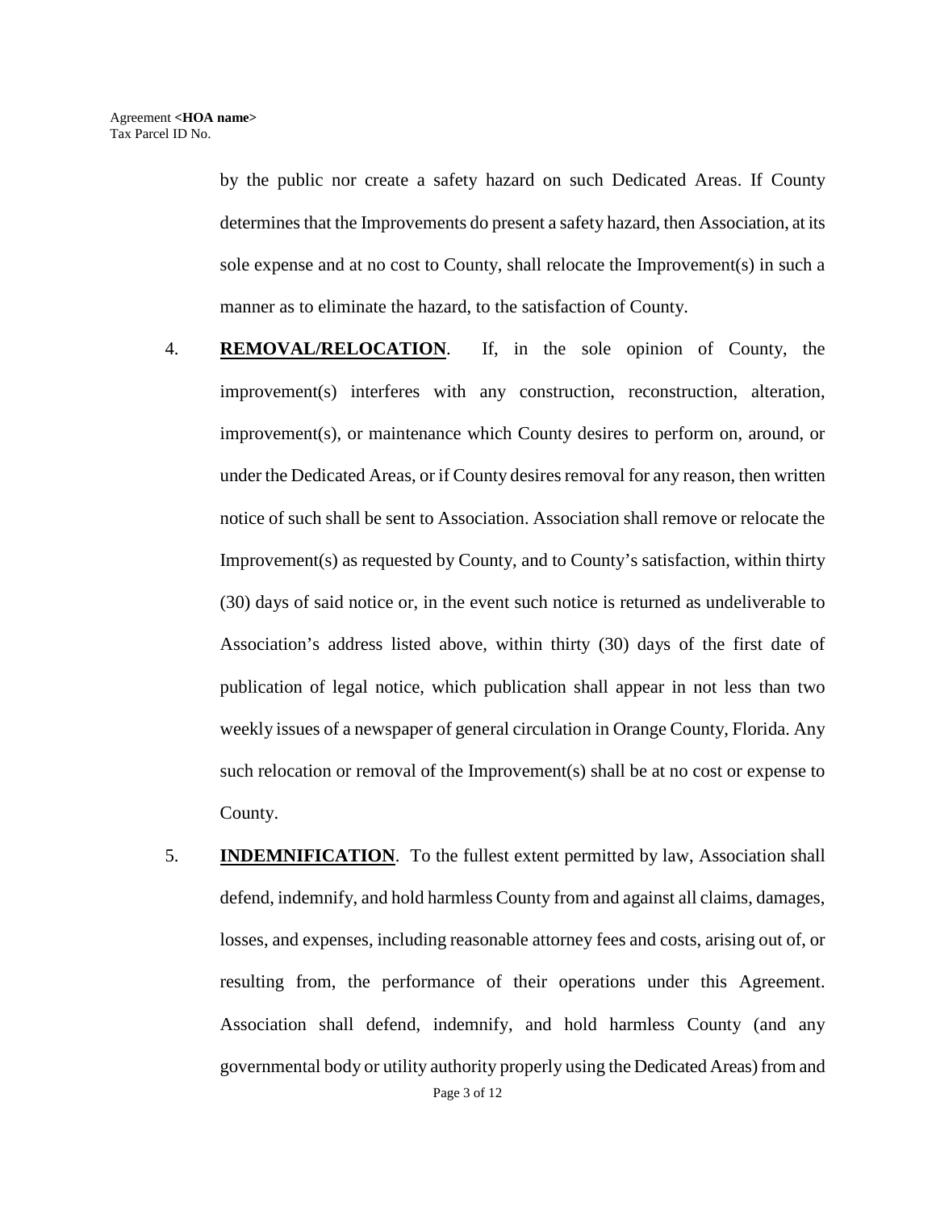by the public nor create a safety hazard on such Dedicated Areas. If County determines that the Improvements do present a safety hazard, then Association, at its sole expense and at no cost to County, shall relocate the Improvement(s) in such a manner as to eliminate the hazard, to the satisfaction of County.

4. **REMOVAL/RELOCATION**. If, in the sole opinion of County, the improvement(s) interferes with any construction, reconstruction, alteration, improvement(s), or maintenance which County desires to perform on, around, or under the Dedicated Areas, or if County desires removal for any reason, then written notice of such shall be sent to Association. Association shall remove or relocate the Improvement(s) as requested by County, and to County's satisfaction, within thirty (30) days of said notice or, in the event such notice is returned as undeliverable to Association's address listed above, within thirty (30) days of the first date of publication of legal notice, which publication shall appear in not less than two weekly issues of a newspaper of general circulation in Orange County, Florida. Any such relocation or removal of the Improvement(s) shall be at no cost or expense to County.

5. **INDEMNIFICATION**. To the fullest extent permitted by law, Association shall defend, indemnify, and hold harmless County from and against all claims, damages, losses, and expenses, including reasonable attorney fees and costs, arising out of, or resulting from, the performance of their operations under this Agreement. Association shall defend, indemnify, and hold harmless County (and any governmental body or utility authority properly using the Dedicated Areas) from and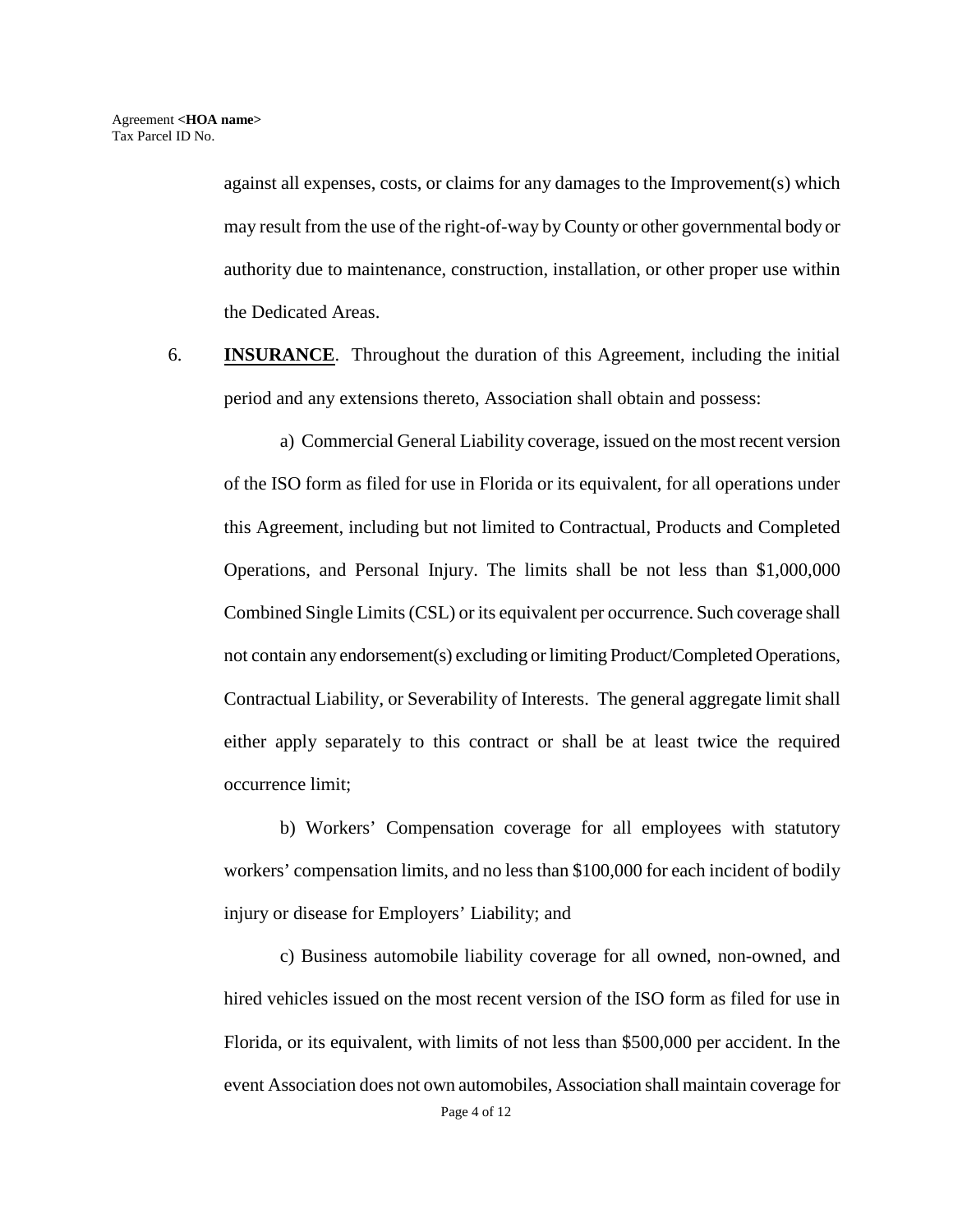against all expenses, costs, or claims for any damages to the Improvement(s) which may result from the use of the right-of-way by County or other governmental body or authority due to maintenance, construction, installation, or other proper use within the Dedicated Areas.

6. **INSURANCE**. Throughout the duration of this Agreement, including the initial period and any extensions thereto, Association shall obtain and possess:

a) Commercial General Liability coverage, issued on the most recent version of the ISO form as filed for use in Florida or its equivalent, for all operations under this Agreement, including but not limited to Contractual, Products and Completed Operations, and Personal Injury. The limits shall be not less than $1,000,000 Combined Single Limits (CSL) or its equivalent per occurrence. Such coverage shall not contain any endorsement(s) excluding or limiting Product/Completed Operations, Contractual Liability, or Severability of Interests. The general aggregate limit shall either apply separately to this contract or shall be at least twice the required occurrence limit;

b) Workers' Compensation coverage for all employees with statutory workers' compensation limits, and no less than $100,000 for each incident of bodily injury or disease for Employers' Liability; and

c) Business automobile liability coverage for all owned, non-owned, and hired vehicles issued on the most recent version of the ISO form as filed for use in Florida, or its equivalent, with limits of not less than $500,000 per accident. In the event Association does not own automobiles, Association shall maintain coverage for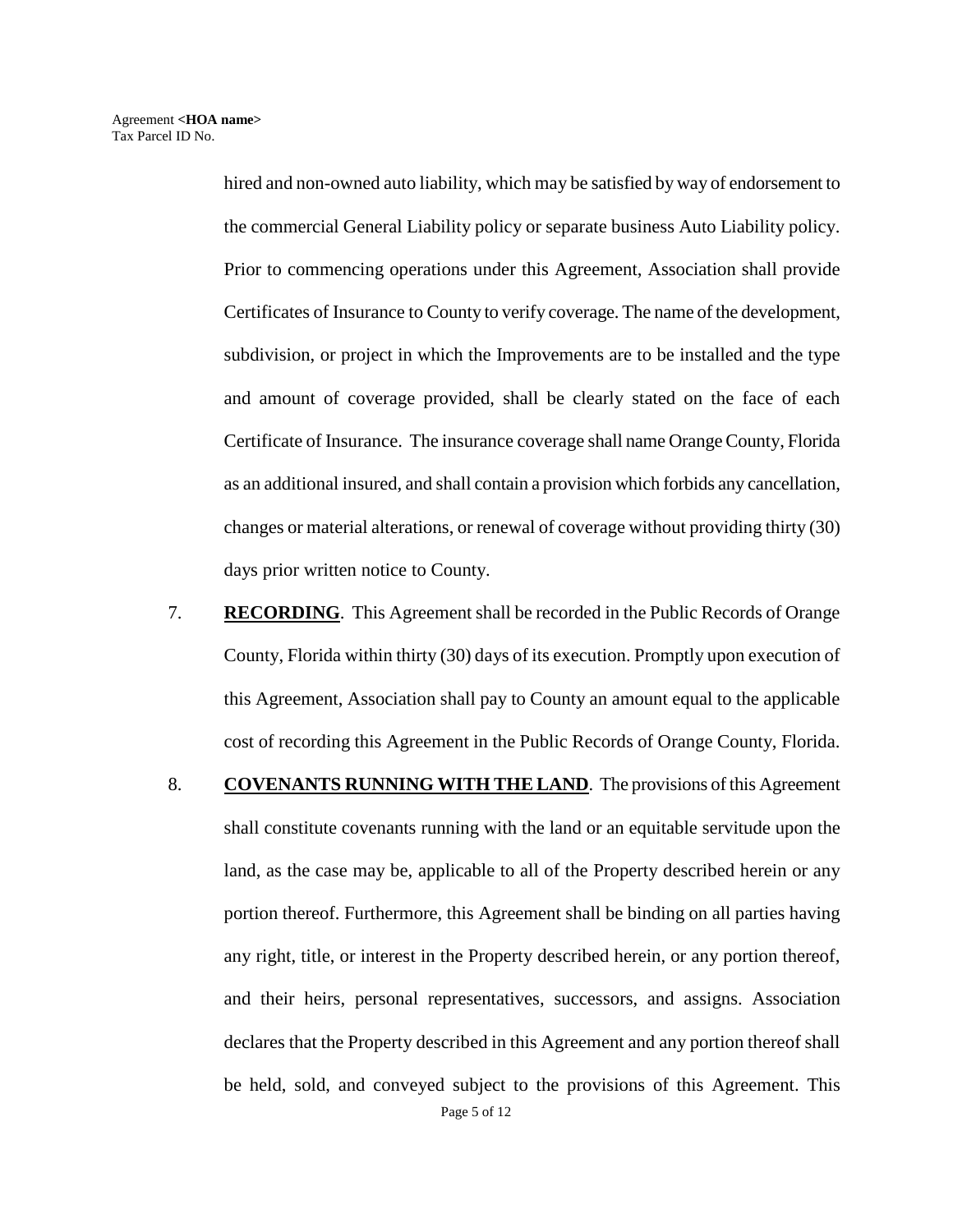hired and non-owned auto liability, which may be satisfied by way of endorsement to the commercial General Liability policy or separate business Auto Liability policy. Prior to commencing operations under this Agreement, Association shall provide Certificates of Insurance to County to verify coverage. The name of the development, subdivision, or project in which the Improvements are to be installed and the type and amount of coverage provided, shall be clearly stated on the face of each Certificate of Insurance. The insurance coverage shall name Orange County, Florida as an additional insured, and shall contain a provision which forbids any cancellation, changes or material alterations, or renewal of coverage without providing thirty (30) days prior written notice to County.

7. **RECORDING**. This Agreement shall be recorded in the Public Records of Orange County, Florida within thirty (30) days of its execution. Promptly upon execution of this Agreement, Association shall pay to County an amount equal to the applicable cost of recording this Agreement in the Public Records of Orange County, Florida.

8. **COVENANTS RUNNING WITH THE LAND**. The provisions of this Agreement shall constitute covenants running with the land or an equitable servitude upon the land, as the case may be, applicable to all of the Property described herein or any portion thereof. Furthermore, this Agreement shall be binding on all parties having any right, title, or interest in the Property described herein, or any portion thereof, and their heirs, personal representatives, successors, and assigns. Association declares that the Property described in this Agreement and any portion thereof shall be held, sold, and conveyed subject to the provisions of this Agreement. This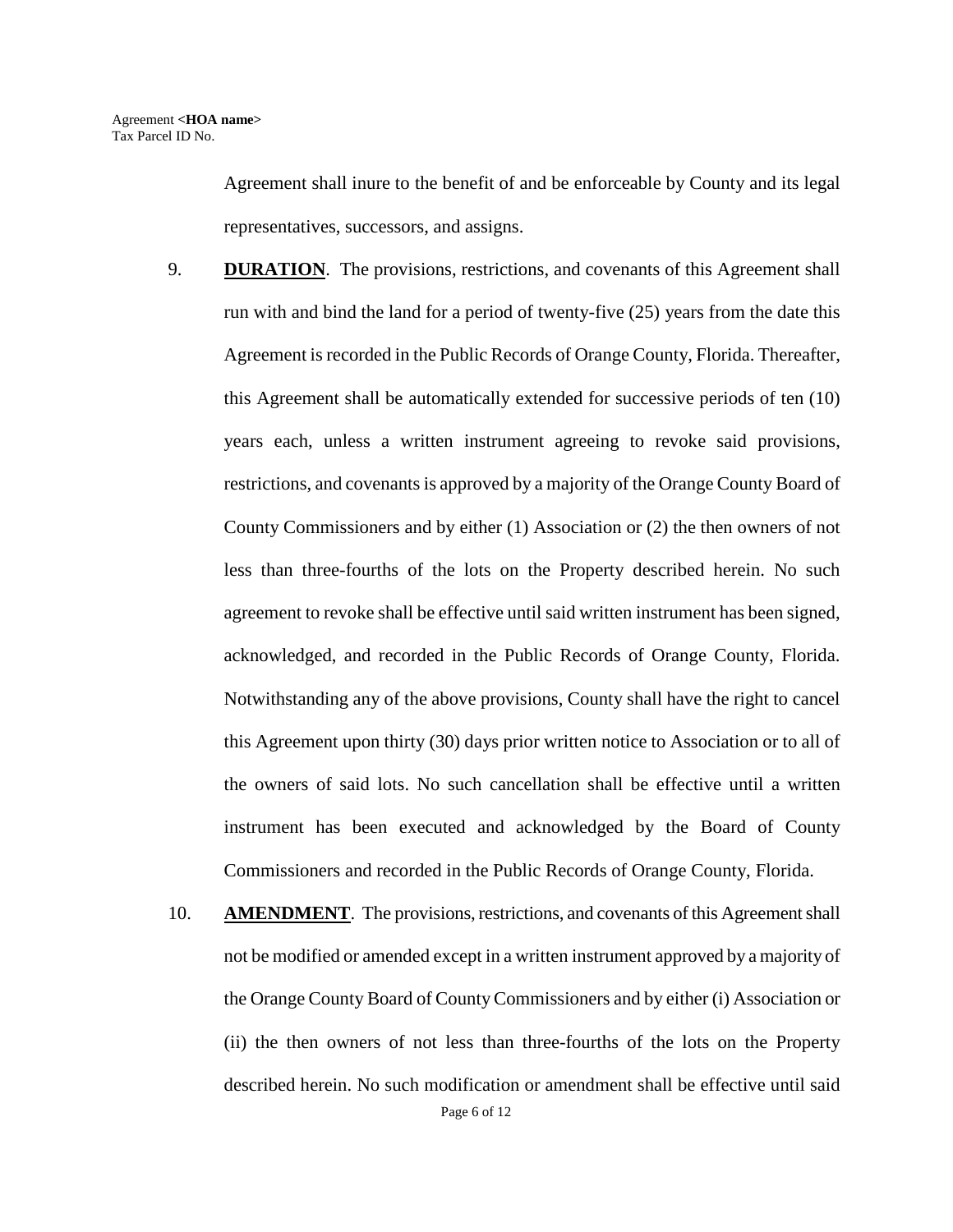Agreement shall inure to the benefit of and be enforceable by County and its legal representatives, successors, and assigns.

9. **DURATION**. The provisions, restrictions, and covenants of this Agreement shall run with and bind the land for a period of twenty-five (25) years from the date this Agreement is recorded in the Public Records of Orange County, Florida. Thereafter, this Agreement shall be automatically extended for successive periods of ten (10) years each, unless a written instrument agreeing to revoke said provisions, restrictions, and covenants is approved by a majority of the Orange County Board of County Commissioners and by either (1) Association or (2) the then owners of not less than three-fourths of the lots on the Property described herein. No such agreement to revoke shall be effective until said written instrument has been signed, acknowledged, and recorded in the Public Records of Orange County, Florida. Notwithstanding any of the above provisions, County shall have the right to cancel this Agreement upon thirty (30) days prior written notice to Association or to all of the owners of said lots. No such cancellation shall be effective until a written instrument has been executed and acknowledged by the Board of County Commissioners and recorded in the Public Records of Orange County, Florida.

10. **AMENDMENT**. The provisions, restrictions, and covenants of this Agreement shall not be modified or amended except in a written instrument approved by a majority of the Orange County Board of County Commissioners and by either (i) Association or (ii) the then owners of not less than three-fourths of the lots on the Property described herein. No such modification or amendment shall be effective until said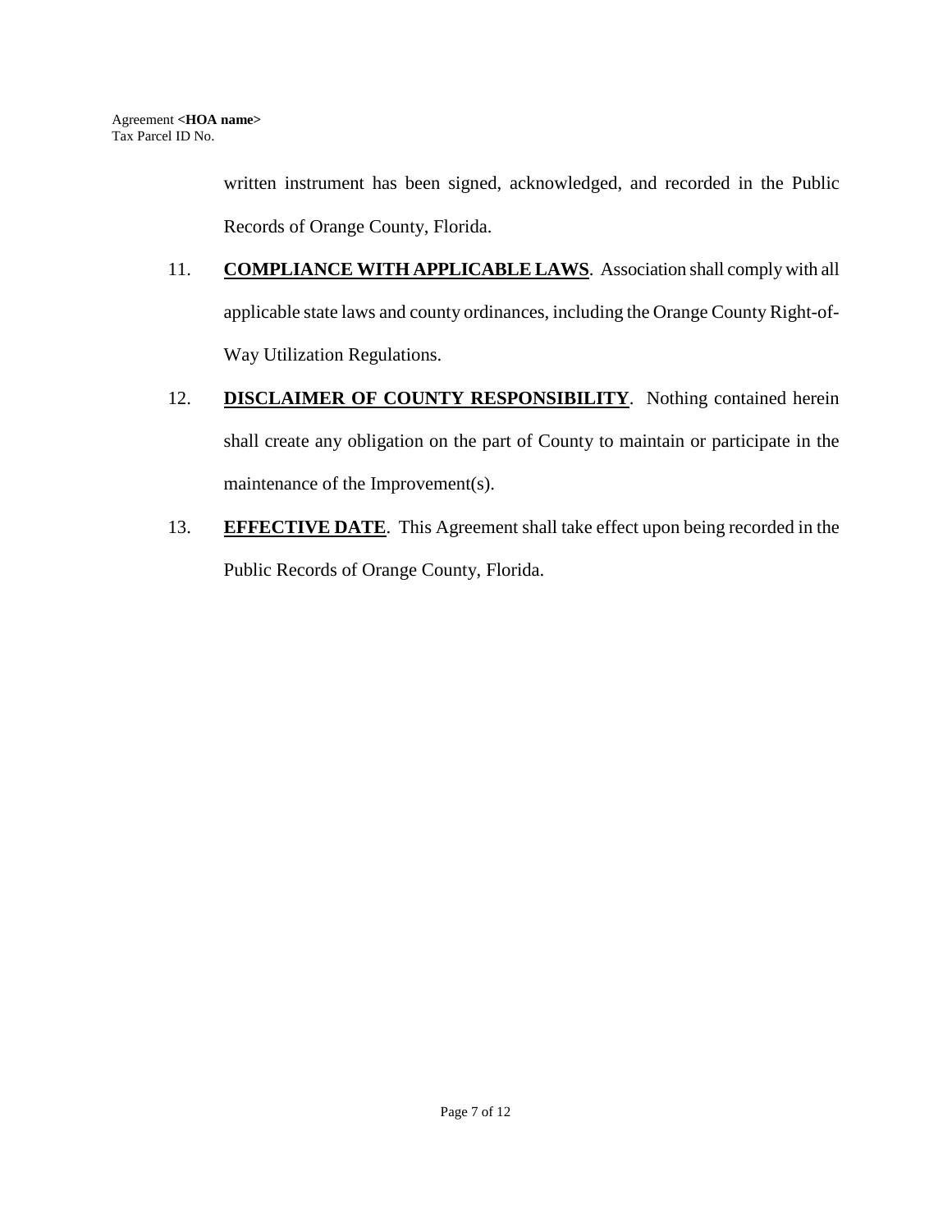written instrument has been signed, acknowledged, and recorded in the Public Records of Orange County, Florida.

11. **COMPLIANCE WITH APPLICABLE LAWS**. Association shall comply with all applicable state laws and county ordinances, including the Orange County Right-of-Way Utilization Regulations.

12. **DISCLAIMER OF COUNTY RESPONSIBILITY**. Nothing contained herein shall create any obligation on the part of County to maintain or participate in the maintenance of the Improvement(s).

13. **EFFECTIVE DATE**. This Agreement shall take effect upon being recorded in the Public Records of Orange County, Florida.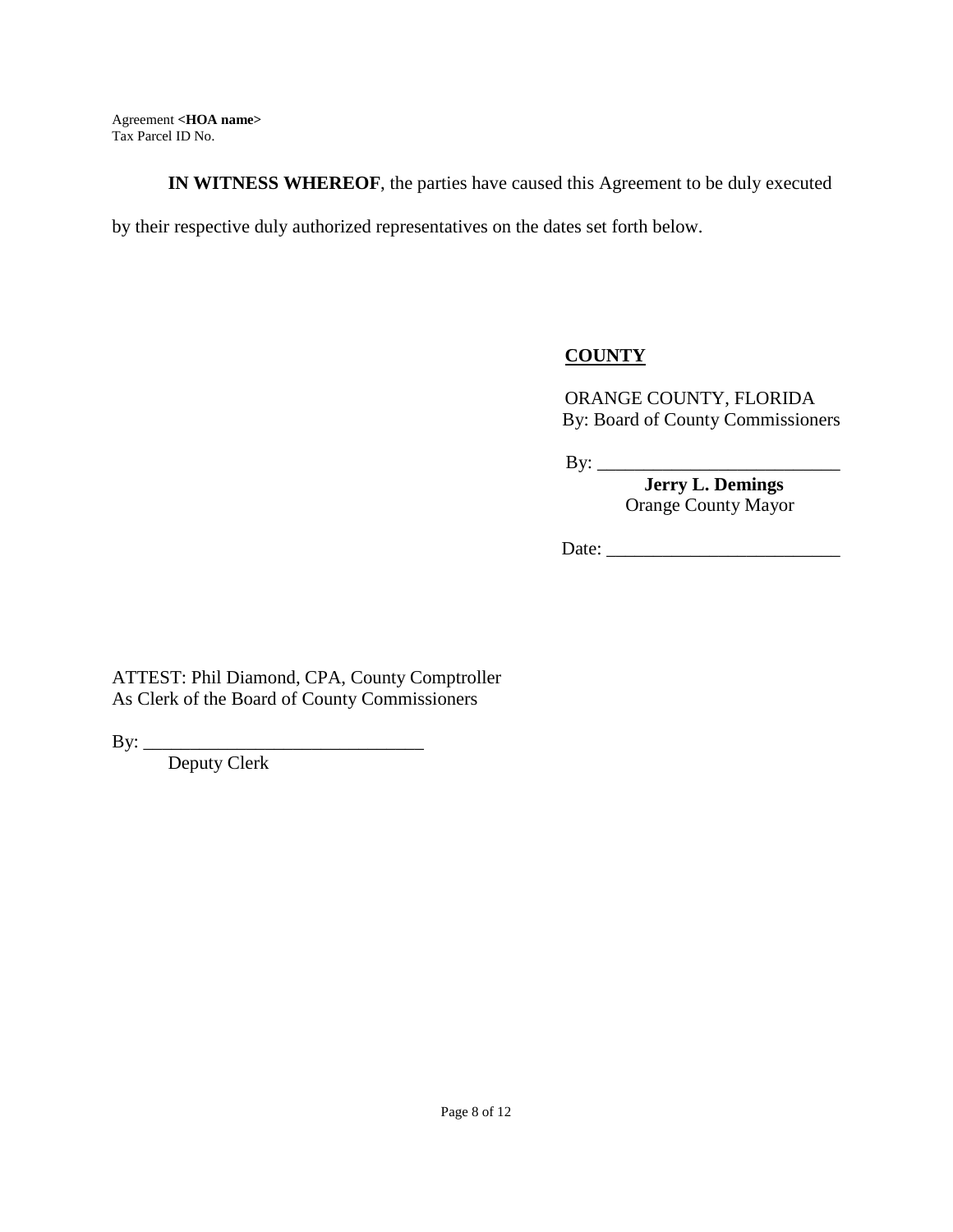Agreement **<HOA name>**
Tax Parcel ID No.

**IN WITNESS WHEREOF**, the parties have caused this Agreement to be duly executed by their respective duly authorized representatives on the dates set forth below.

**COUNTY**

ORANGE COUNTY, FLORIDA
By: Board of County Commissioners

By: ___________________________
**Jerry L. Demings**
Orange County Mayor

Date: __________________________

ATTEST: Phil Diamond, CPA, County Comptroller
As Clerk of the Board of County Commissioners

By: _______________________________
Deputy Clerk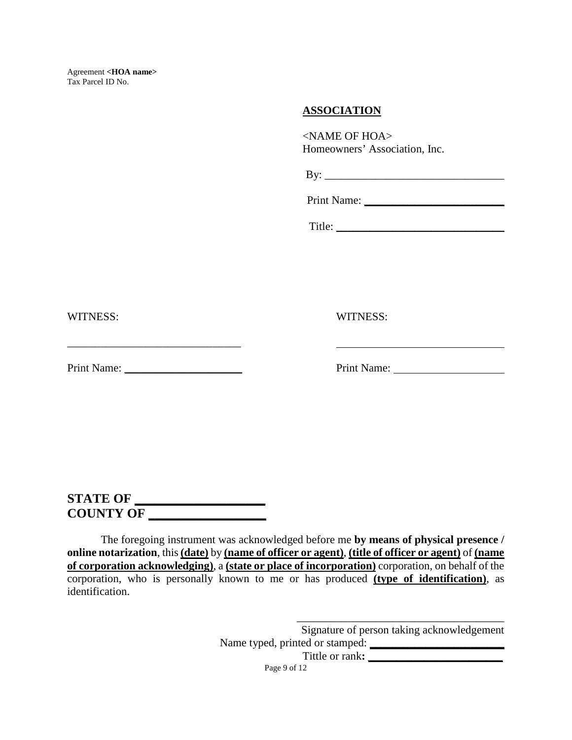Agreement **<HOA name>**
Tax Parcel ID No.

**ASSOCIATION**

<NAME OF HOA>
Homeowners' Association, Inc.

By: ________________________________

Print Name: ________________________

Title: ______________________________

WITNESS:

______________________________

Print Name: ____________________

WITNESS:

______________________________

Print Name: ____________________

**STATE OF ____________________**
**COUNTY OF __________________**

The foregoing instrument was acknowledged before me **by means of physical presence / online notarization**, this **(date)** by **(name of officer or agent)**, **(title of officer or agent)** of **(name of corporation acknowledging)**, a **(state or place of incorporation)** corporation, on behalf of the corporation, who is personally known to me or has produced **(type of identification)**, as identification.

______________________________________
Signature of person taking acknowledgement
Name typed, printed or stamped: ______________________
Tittle or rank**:** ______________________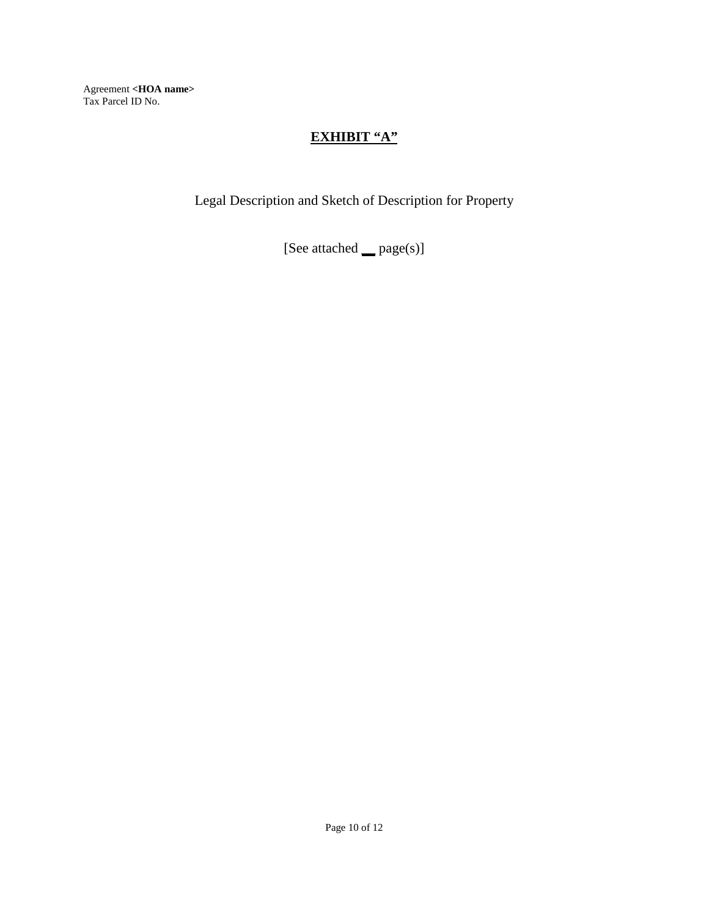Agreement **<HOA name>**
Tax Parcel ID No.

# EXHIBIT "A"

Legal Description and Sketch of Description for Property

[See attached __ page(s)]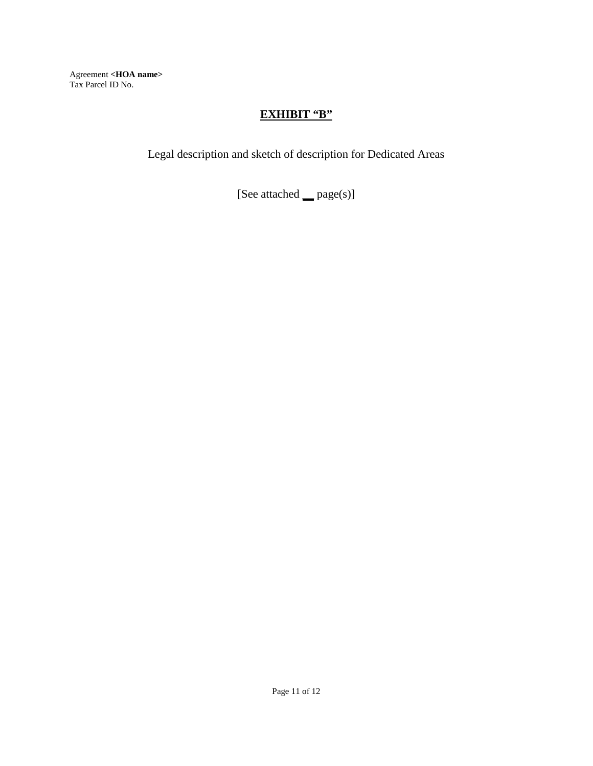Agreement **<HOA name>**
Tax Parcel ID No.

# **EXHIBIT "B"**

Legal description and sketch of description for Dedicated Areas

[See attached __ page(s)]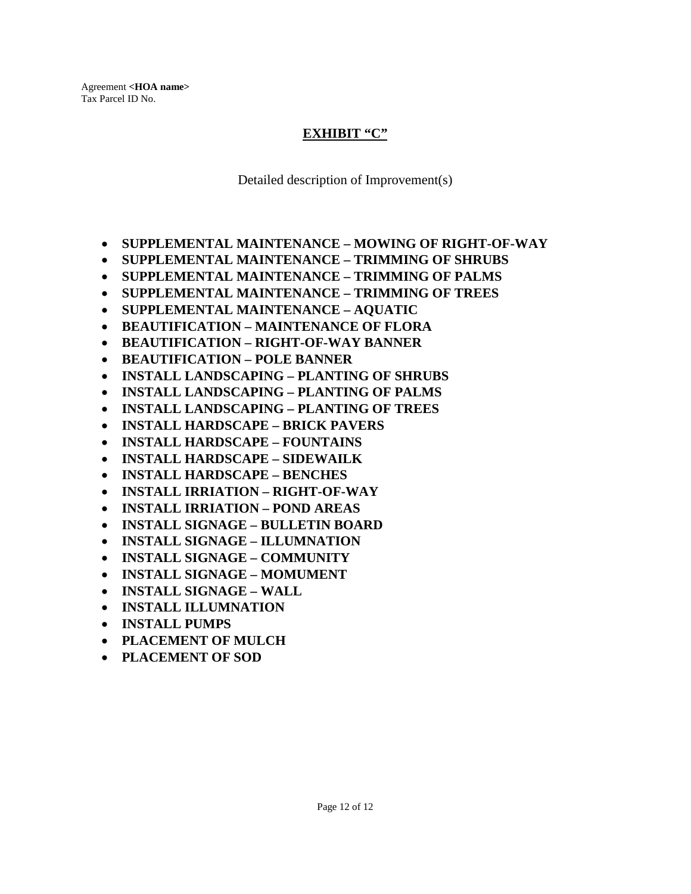Agreement **<HOA name>**
Tax Parcel ID No.

## EXHIBIT "C"

Detailed description of Improvement(s)

- **SUPPLEMENTAL MAINTENANCE – MOWING OF RIGHT-OF-WAY**
- **SUPPLEMENTAL MAINTENANCE – TRIMMING OF SHRUBS**
- **SUPPLEMENTAL MAINTENANCE – TRIMMING OF PALMS**
- **SUPPLEMENTAL MAINTENANCE – TRIMMING OF TREES**
- **SUPPLEMENTAL MAINTENANCE – AQUATIC**
- **BEAUTIFICATION – MAINTENANCE OF FLORA**
- **BEAUTIFICATION – RIGHT-OF-WAY BANNER**
- **BEAUTIFICATION – POLE BANNER**
- **INSTALL LANDSCAPING – PLANTING OF SHRUBS**
- **INSTALL LANDSCAPING – PLANTING OF PALMS**
- **INSTALL LANDSCAPING – PLANTING OF TREES**
- **INSTALL HARDSCAPE – BRICK PAVERS**
- **INSTALL HARDSCAPE – FOUNTAINS**
- **INSTALL HARDSCAPE – SIDEWAILK**
- **INSTALL HARDSCAPE – BENCHES**
- **INSTALL IRRIATION – RIGHT-OF-WAY**
- **INSTALL IRRIATION – POND AREAS**
- **INSTALL SIGNAGE – BULLETIN BOARD**
- **INSTALL SIGNAGE – ILLUMNATION**
- **INSTALL SIGNAGE – COMMUNITY**
- **INSTALL SIGNAGE – MOMUMENT**
- **INSTALL SIGNAGE – WALL**
- **INSTALL ILLUMNATION**
- **INSTALL PUMPS**
- **PLACEMENT OF MULCH**
- **PLACEMENT OF SOD**